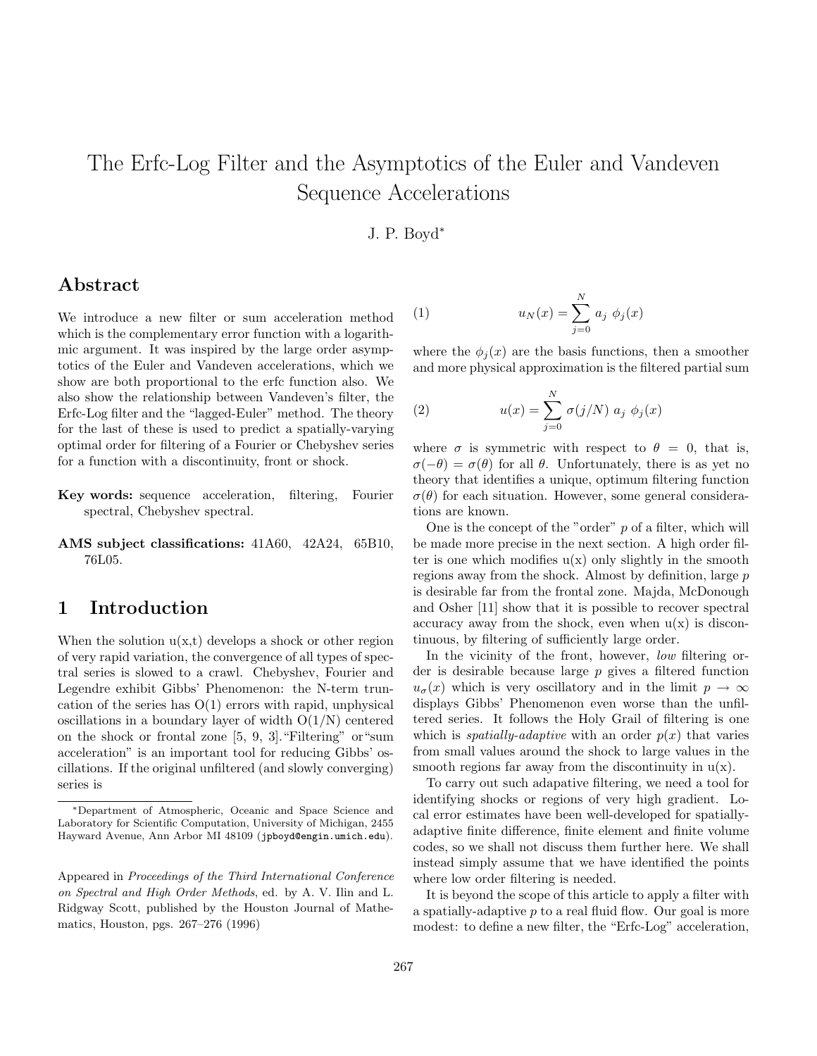# The Erfc-Log Filter and the Asymptotics of the Euler and Vandeven Sequence Accelerations

J. P. Boyd*

## Abstract

We introduce a new filter or sum acceleration method which is the complementary error function with a logarithmic argument. It was inspired by the large order asymptotics of the Euler and Vandeven accelerations, which we show are both proportional to the erfc function also. We also show the relationship between Vandeven's filter, the Erfc-Log filter and the "lagged-Euler" method. The theory for the last of these is used to predict a spatially-varying optimal order for filtering of a Fourier or Chebyshev series for a function with a discontinuity, front or shock.

**Key words:** sequence acceleration, filtering, Fourier spectral, Chebyshev spectral.

**AMS subject classifications:** 41A60, 42A24, 65B10, 76L05.

## 1 Introduction

When the solution u(x,t) develops a shock or other region of very rapid variation, the convergence of all types of spectral series is slowed to a crawl. Chebyshev, Fourier and Legendre exhibit Gibbs' Phenomenon: the N-term truncation of the series has O(1) errors with rapid, unphysical oscillations in a boundary layer of width O(1/N) centered on the shock or frontal zone [5, 9, 3]."Filtering" or"sum acceleration" is an important tool for reducing Gibbs' oscillations. If the original unfiltered (and slowly converging) series is

$$u_N(x) = \sum_{j=0}^{N} a_j \ \phi_j(x) \tag{1}$$

where the $\phi_j(x)$ are the basis functions, then a smoother and more physical approximation is the filtered partial sum

$$u(x) = \sum_{j=0}^{N} \sigma(j/N) \ a_j \ \phi_j(x) \tag{2}$$

where $\sigma$ is symmetric with respect to $\theta = 0$, that is, $\sigma(-\theta) = \sigma(\theta)$ for all $\theta$. Unfortunately, there is as yet no theory that identifies a unique, optimum filtering function $\sigma(\theta)$ for each situation. However, some general considerations are known.

One is the concept of the "order" $p$ of a filter, which will be made more precise in the next section. A high order filter is one which modifies u(x) only slightly in the smooth regions away from the shock. Almost by definition, large $p$ is desirable far from the frontal zone. Majda, McDonough and Osher [11] show that it is possible to recover spectral accuracy away from the shock, even when u(x) is discontinuous, by filtering of sufficiently large order.

In the vicinity of the front, however, *low* filtering order is desirable because large $p$ gives a filtered function $u_\sigma(x)$ which is very oscillatory and in the limit $p \rightarrow \infty$ displays Gibbs' Phenomenon even worse than the unfiltered series. It follows the Holy Grail of filtering is one which is *spatially-adaptive* with an order $p(x)$ that varies from small values around the shock to large values in the smooth regions far away from the discontinuity in u(x).

To carry out such adapative filtering, we need a tool for identifying shocks or regions of very high gradient. Local error estimates have been well-developed for spatially-adaptive finite difference, finite element and finite volume codes, so we shall not discuss them further here. We shall instead simply assume that we have identified the points where low order filtering is needed.

It is beyond the scope of this article to apply a filter with a spatially-adaptive $p$ to a real fluid flow. Our goal is more modest: to define a new filter, the "Erfc-Log" acceleration,

---

*Department of Atmospheric, Oceanic and Space Science and Laboratory for Scientific Computation, University of Michigan, 2455 Hayward Avenue, Ann Arbor MI 48109 (jpboyd@engin.umich.edu).

Appeared in *Proceedings of the Third International Conference on Spectral and High Order Methods*, ed. by A. V. Ilin and L. Ridgway Scott, published by the Houston Journal of Mathematics, Houston, pgs. 267–276 (1996)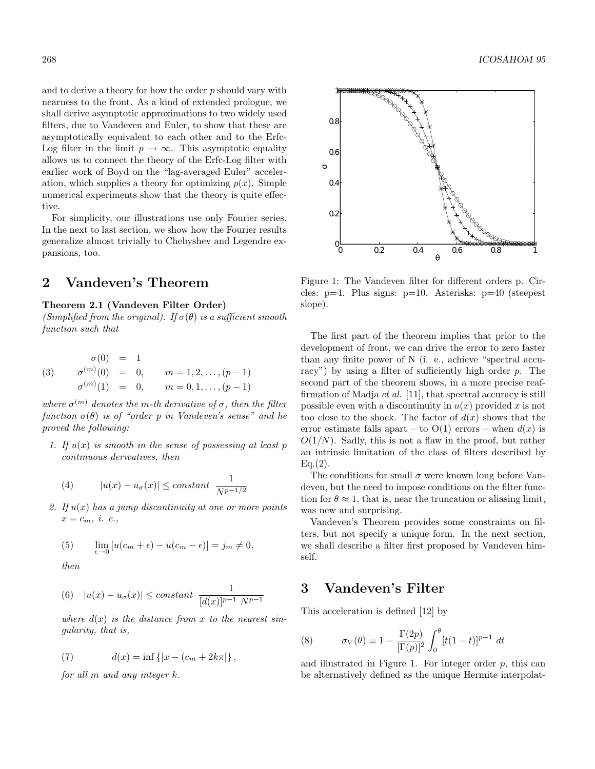and to derive a theory for how the order $p$ should vary with nearness to the front. As a kind of extended prologue, we shall derive asymptotic approximations to two widely used filters, due to Vandeven and Euler, to show that these are asymptotically equivalent to each other and to the Erfc-Log filter in the limit $p \to \infty$. This asymptotic equality allows us to connect the theory of the Erfc-Log filter with earlier work of Boyd on the "lag-averaged Euler" acceleration, which supplies a theory for optimizing $p(x)$. Simple numerical experiments show that the theory is quite effective.

For simplicity, our illustrations use only Fourier series. In the next to last section, we show how the Fourier results generalize almost trivially to Chebyshev and Legendre expansions, too.

## 2 Vandeven's Theorem

**Theorem 2.1 (Vandeven Filter Order)**
*(Simplified from the original). If $\sigma(\theta)$ is a sufficient smooth function such that*

$$
\begin{aligned}
\sigma(0) &= 1 \\
\sigma^{(m)}(0) &= 0, \qquad m = 1, 2, \ldots, (p-1) \\
\sigma^{(m)}(1) &= 0, \qquad m = 0, 1, \ldots, (p-1)
\end{aligned}
\tag{3}
$$

*where $\sigma^{(m)}$ denotes the $m$-th derivative of $\sigma$, then the filter function $\sigma(\theta)$ is of "order $p$ in Vandeven's sense" and he proved the following:*

1. *If $u(x)$ is smooth in the sense of possessing at least $p$ continuous derivatives, then*

$$
|u(x) - u_\sigma(x)| \leq constant \ \frac{1}{N^{p-1/2}} \tag{4}
$$

2. *If $u(x)$ has a jump discontinuity at one or more points $x = c_m$, i. e.,*

$$
\lim_{\epsilon \to 0} [u(c_m + \epsilon) - u(c_m - \epsilon)] = j_m \neq 0, \tag{5}
$$

*then*

$$
|u(x) - u_\sigma(x)| \leq constant \ \frac{1}{[d(x)]^{p-1} \ N^{p-1}} \tag{6}
$$

*where $d(x)$ is the distance from $x$ to the nearest singularity, that is,*

$$
d(x) = \inf \{|x - (c_m + 2k\pi|\}, \tag{7}
$$

*for all $m$ and any integer $k$.*

Figure 1: The Vandeven filter for different orders p. Circles: p=4. Plus signs: p=10. Asterisks: p=40 (steepest slope).

The first part of the theorem implies that prior to the development of front, we can drive the error to zero faster than any finite power of N (i. e., achieve "spectral accuracy") by using a filter of sufficiently high order $p$. The second part of the theorem shows, in a more precise reaffirmation of Madja *et al.* [11], that spectral accuracy is still possible even with a discontinuity in $u(x)$ provided $x$ is not too close to the shock. The factor of $d(x)$ shows that the error estimate falls apart – to O(1) errors – when $d(x)$ is $O(1/N)$. Sadly, this is not a flaw in the proof, but rather an intrinsic limitation of the class of filters described by Eq.(2).

The conditions for small $\sigma$ were known long before Vandeven, but the need to impose conditions on the filter function for $\theta \approx 1$, that is, near the truncation or aliasing limit, was new and surprising.

Vandeven's Theorem provides some constraints on filters, but not specify a unique form. In the next section, we shall describe a filter first proposed by Vandeven himself.

## 3 Vandeven's Filter

This acceleration is defined [12] by

$$
\sigma_V(\theta) \equiv 1 - \frac{\Gamma(2p)}{[\Gamma(p)]^2} \int_0^\theta [t(1-t)]^{p-1} \ dt \tag{8}
$$

and illustrated in Figure 1. For integer order $p$, this can be alternatively defined as the unique Hermite interpolat-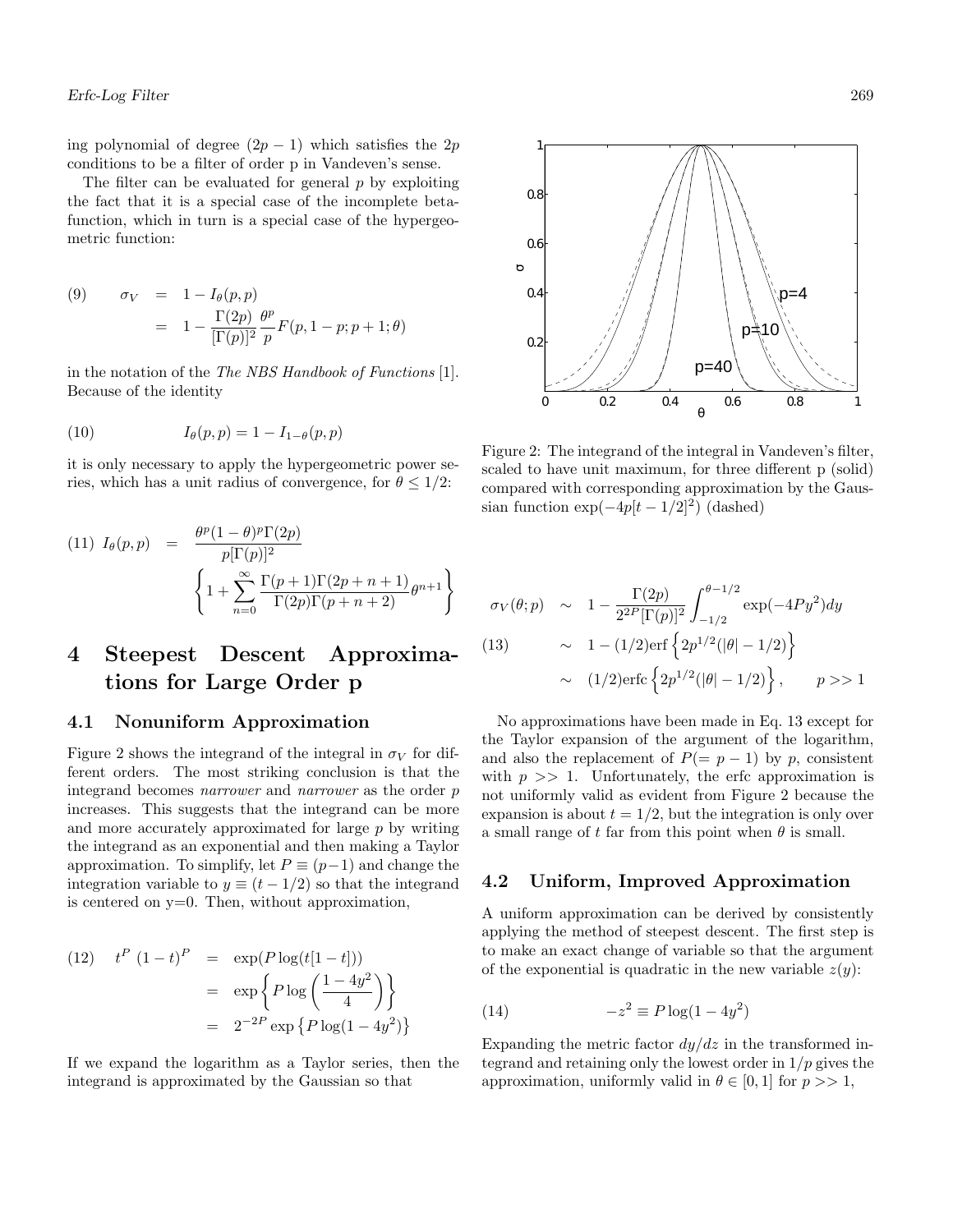ing polynomial of degree $(2p-1)$ which satisfies the $2p$ conditions to be a filter of order p in Vandeven's sense.

The filter can be evaluated for general $p$ by exploiting the fact that it is a special case of the incomplete beta-function, which in turn is a special case of the hypergeometric function:

$$\begin{aligned}(9) \qquad \sigma_V &= 1 - I_\theta(p,p) \\ &= 1 - \frac{\Gamma(2p)}{[\Gamma(p)]^2}\frac{\theta^p}{p}F(p, 1-p; p+1; \theta)\end{aligned}$$

in the notation of the *The NBS Handbook of Functions* [1]. Because of the identity

$$(10) \qquad I_\theta(p,p) = 1 - I_{1-\theta}(p,p)$$

it is only necessary to apply the hypergeometric power series, which has a unit radius of convergence, for $\theta \le 1/2$:

$$(11) \quad I_\theta(p,p) = \frac{\theta^p(1-\theta)^p\Gamma(2p)}{p[\Gamma(p)]^2} \left\{1 + \sum_{n=0}^{\infty}\frac{\Gamma(p+1)\Gamma(2p+n+1)}{\Gamma(2p)\Gamma(p+n+2)}\theta^{n+1}\right\}$$

# 4 Steepest Descent Approximations for Large Order p

## 4.1 Nonuniform Approximation

Figure 2 shows the integrand of the integral in $\sigma_V$ for different orders. The most striking conclusion is that the integrand becomes *narrower* and *narrower* as the order $p$ increases. This suggests that the integrand can be more and more accurately approximated for large $p$ by writing the integrand as an exponential and then making a Taylor approximation. To simplify, let $P \equiv (p-1)$ and change the integration variable to $y \equiv (t - 1/2)$ so that the integrand is centered on y=0. Then, without approximation,

$$\begin{aligned}(12) \qquad t^P\,(1-t)^P &= \exp(P\log(t[1-t])) \\ &= \exp\left\{P\log\left(\frac{1-4y^2}{4}\right)\right\} \\ &= 2^{-2P}\exp\left\{P\log(1-4y^2)\right\}\end{aligned}$$

If we expand the logarithm as a Taylor series, then the integrand is approximated by the Gaussian so that

Figure 2: The integrand of the integral in Vandeven's filter, scaled to have unit maximum, for three different p (solid) compared with corresponding approximation by the Gaussian function $\exp(-4p[t-1/2]^2)$ (dashed)

$$\begin{aligned}\sigma_V(\theta;p) &\sim 1 - \frac{\Gamma(2p)}{2^{2P}[\Gamma(p)]^2}\int_{-1/2}^{\theta-1/2}\exp(-4Py^2)dy \\ (13) \qquad &\sim 1 - (1/2)\mathrm{erf}\left\{2p^{1/2}(|\theta| - 1/2)\right\} \\ &\sim (1/2)\mathrm{erfc}\left\{2p^{1/2}(|\theta| - 1/2)\right\}, \qquad p >> 1\end{aligned}$$

No approximations have been made in Eq. 13 except for the Taylor expansion of the argument of the logarithm, and also the replacement of $P(= p-1)$ by $p$, consistent with $p >> 1$. Unfortunately, the erfc approximation is not uniformly valid as evident from Figure 2 because the expansion is about $t = 1/2$, but the integration is only over a small range of $t$ far from this point when $\theta$ is small.

## 4.2 Uniform, Improved Approximation

A uniform approximation can be derived by consistently applying the method of steepest descent. The first step is to make an exact change of variable so that the argument of the exponential is quadratic in the new variable $z(y)$:

$$(14) \qquad -z^2 \equiv P\log(1-4y^2)$$

Expanding the metric factor $dy/dz$ in the transformed integrand and retaining only the lowest order in $1/p$ gives the approximation, uniformly valid in $\theta \in [0,1]$ for $p >> 1$,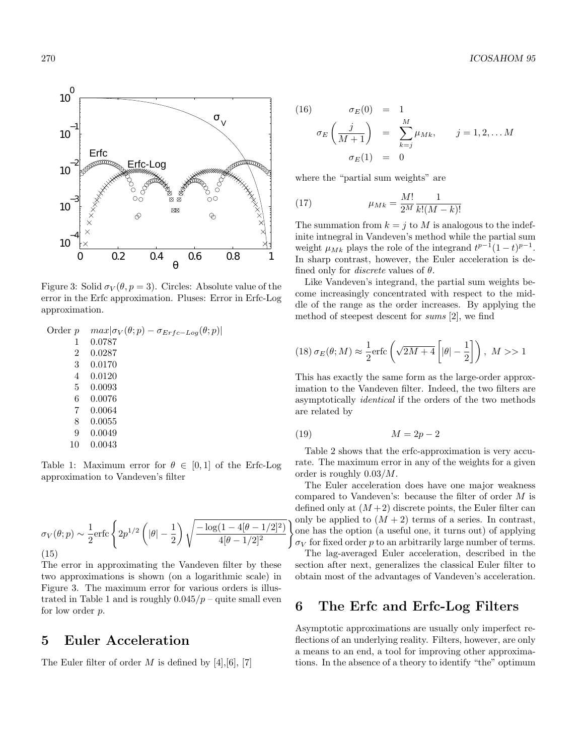Figure 3: Solid $\sigma_V(\theta, p=3)$. Circles: Absolute value of the error in the Erfc approximation. Pluses: Error in Erfc-Log approximation.

| Order $p$ | $max\|\sigma_V(\theta;p) - \sigma_{Erfc-Log}(\theta;p)\|$ |
|---|---|
| 1 | 0.0787 |
| 2 | 0.0287 |
| 3 | 0.0170 |
| 4 | 0.0120 |
| 5 | 0.0093 |
| 6 | 0.0076 |
| 7 | 0.0064 |
| 8 | 0.0055 |
| 9 | 0.0049 |
| 10 | 0.0043 |

Table 1: Maximum error for $\theta \in [0, 1]$ of the Erfc-Log approximation to Vandeven's filter

$$\sigma_V(\theta; p) \sim \frac{1}{2}\text{erfc}\left\{ 2p^{1/2}\left(|\theta| - \frac{1}{2}\right)\sqrt{\frac{-\log(1-4[\theta-1/2]^2)}{4[\theta-1/2]^2}} \right\} \tag{15}$$

The error in approximating the Vandeven filter by these two approximations is shown (on a logarithmic scale) in Figure 3. The maximum error for various orders is illustrated in Table 1 and is roughly $0.045/p$ – quite small even for low order $p$.

# 5 Euler Acceleration

The Euler filter of order $M$ is defined by [4],[6], [7]

$$\begin{aligned} \sigma_E(0) &= 1 \\ \sigma_E\left(\frac{j}{M+1}\right) &= \sum_{k=j}^{M} \mu_{Mk}, \qquad j = 1, 2, \ldots M \\ \sigma_E(1) &= 0 \end{aligned} \tag{16}$$

where the "partial sum weights" are

$$\mu_{Mk} = \frac{M!}{2^M}\frac{1}{k!(M-k)!} \tag{17}$$

The summation from $k = j$ to $M$ is analogous to the indefinite intnegral in Vandeven's method while the partial sum weight $\mu_{Mk}$ plays the role of the integrand $t^{p-1}(1-t)^{p-1}$. In sharp contrast, however, the Euler acceleration is defined only for *discrete* values of $\theta$.

Like Vandeven's integrand, the partial sum weights become increasingly concentrated with respect to the middle of the range as the order increases. By applying the method of steepest descent for *sums* [2], we find

$$\sigma_E(\theta; M) \approx \frac{1}{2}\text{erfc}\left(\sqrt{2M+4}\left[|\theta| - \frac{1}{2}\right]\right), \; M >> 1 \tag{18}$$

This has exactly the same form as the large-order approximation to the Vandeven filter. Indeed, the two filters are asymptotically *identical* if the orders of the two methods are related by

$$M = 2p - 2 \tag{19}$$

Table 2 shows that the erfc-approximation is very accurate. The maximum error in any of the weights for a given order is roughly $0.03/M$.

The Euler acceleration does have one major weakness compared to Vandeven's: because the filter of order $M$ is defined only at $(M+2)$ discrete points, the Euler filter can only be applied to $(M+2)$ terms of a series. In contrast, one has the option (a useful one, it turns out) of applying $\sigma_V$ for fixed order $p$ to an arbitrarily large number of terms.

The lag-averaged Euler acceleration, described in the section after next, generalizes the classical Euler filter to obtain most of the advantages of Vandeven's acceleration.

# 6 The Erfc and Erfc-Log Filters

Asymptotic approximations are usually only imperfect reflections of an underlying reality. Filters, however, are only a means to an end, a tool for improving other approximations. In the absence of a theory to identify "the" optimum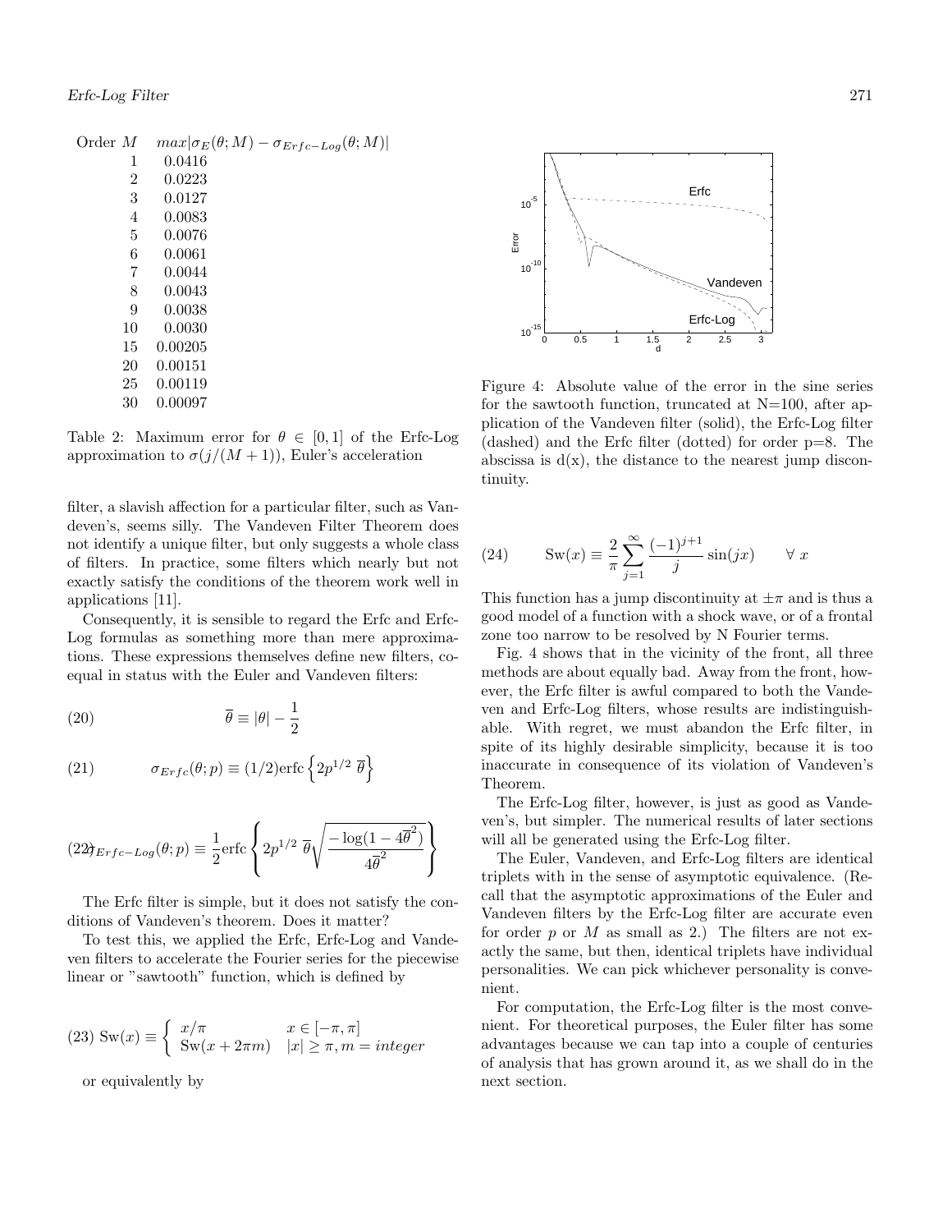| Order $M$ | $max\|\sigma_E(\theta;M) - \sigma_{Erfc-Log}(\theta;M)\|$ |
|---|---|
| 1 | 0.0416 |
| 2 | 0.0223 |
| 3 | 0.0127 |
| 4 | 0.0083 |
| 5 | 0.0076 |
| 6 | 0.0061 |
| 7 | 0.0044 |
| 8 | 0.0043 |
| 9 | 0.0038 |
| 10 | 0.0030 |
| 15 | 0.00205 |
| 20 | 0.00151 |
| 25 | 0.00119 |
| 30 | 0.00097 |

Table 2: Maximum error for $\theta \in [0,1]$ of the Erfc-Log approximation to $\sigma(j/(M+1))$, Euler's acceleration filter, a slavish affection for a particular filter, such as Vandeven's, seems silly. The Vandeven Filter Theorem does not identify a unique filter, but only suggests a whole class of filters. In practice, some filters which nearly but not exactly satisfy the conditions of the theorem work well in applications [11].

Consequently, it is sensible to regard the Erfc and Erfc-Log formulas as something more than mere approximations. These expressions themselves define new filters, coequal in status with the Euler and Vandeven filters:

$$\overline{\theta} \equiv |\theta| - \frac{1}{2} \tag{20}$$

$$\sigma_{Erfc}(\theta;p) \equiv (1/2)\mathrm{erfc}\left\{2p^{1/2}\ \overline{\theta}\right\} \tag{21}$$

$$\sigma_{Erfc-Log}(\theta;p) \equiv \frac{1}{2}\mathrm{erfc}\left\{2p^{1/2}\ \overline{\theta}\sqrt{\frac{-\log(1-4\overline{\theta}^2)}{4\overline{\theta}^2}}\right\} \tag{22}$$

The Erfc filter is simple, but it does not satisfy the conditions of Vandeven's theorem. Does it matter?

To test this, we applied the Erfc, Erfc-Log and Vandeven filters to accelerate the Fourier series for the piecewise linear or "sawtooth" function, which is defined by

$$\mathrm{Sw}(x) \equiv \begin{cases} x/\pi & x \in [-\pi,\pi] \\ \mathrm{Sw}(x+2\pi m) & |x| \geq \pi, m = integer \end{cases} \tag{23}$$

or equivalently by

Figure 4: Absolute value of the error in the sine series for the sawtooth function, truncated at N=100, after application of the Vandeven filter (solid), the Erfc-Log filter (dashed) and the Erfc filter (dotted) for order p=8. The abscissa is d(x), the distance to the nearest jump discontinuity.

$$\mathrm{Sw}(x) \equiv \frac{2}{\pi}\sum_{j=1}^{\infty}\frac{(-1)^{j+1}}{j}\sin(jx) \qquad \forall\ x \tag{24}$$

This function has a jump discontinuity at $\pm\pi$ and is thus a good model of a function with a shock wave, or of a frontal zone too narrow to be resolved by N Fourier terms.

Fig. 4 shows that in the vicinity of the front, all three methods are about equally bad. Away from the front, however, the Erfc filter is awful compared to both the Vandeven and Erfc-Log filters, whose results are indistinguishable. With regret, we must abandon the Erfc filter, in spite of its highly desirable simplicity, because it is too inaccurate in consequence of its violation of Vandeven's Theorem.

The Erfc-Log filter, however, is just as good as Vandeven's, but simpler. The numerical results of later sections will all be generated using the Erfc-Log filter.

The Euler, Vandeven, and Erfc-Log filters are identical triplets with in the sense of asymptotic equivalence. (Recall that the asymptotic approximations of the Euler and Vandeven filters by the Erfc-Log filter are accurate even for order $p$ or $M$ as small as 2.) The filters are not exactly the same, but then, identical triplets have individual personalities. We can pick whichever personality is convenient.

For computation, the Erfc-Log filter is the most convenient. For theoretical purposes, the Euler filter has some advantages because we can tap into a couple of centuries of analysis that has grown around it, as we shall do in the next section.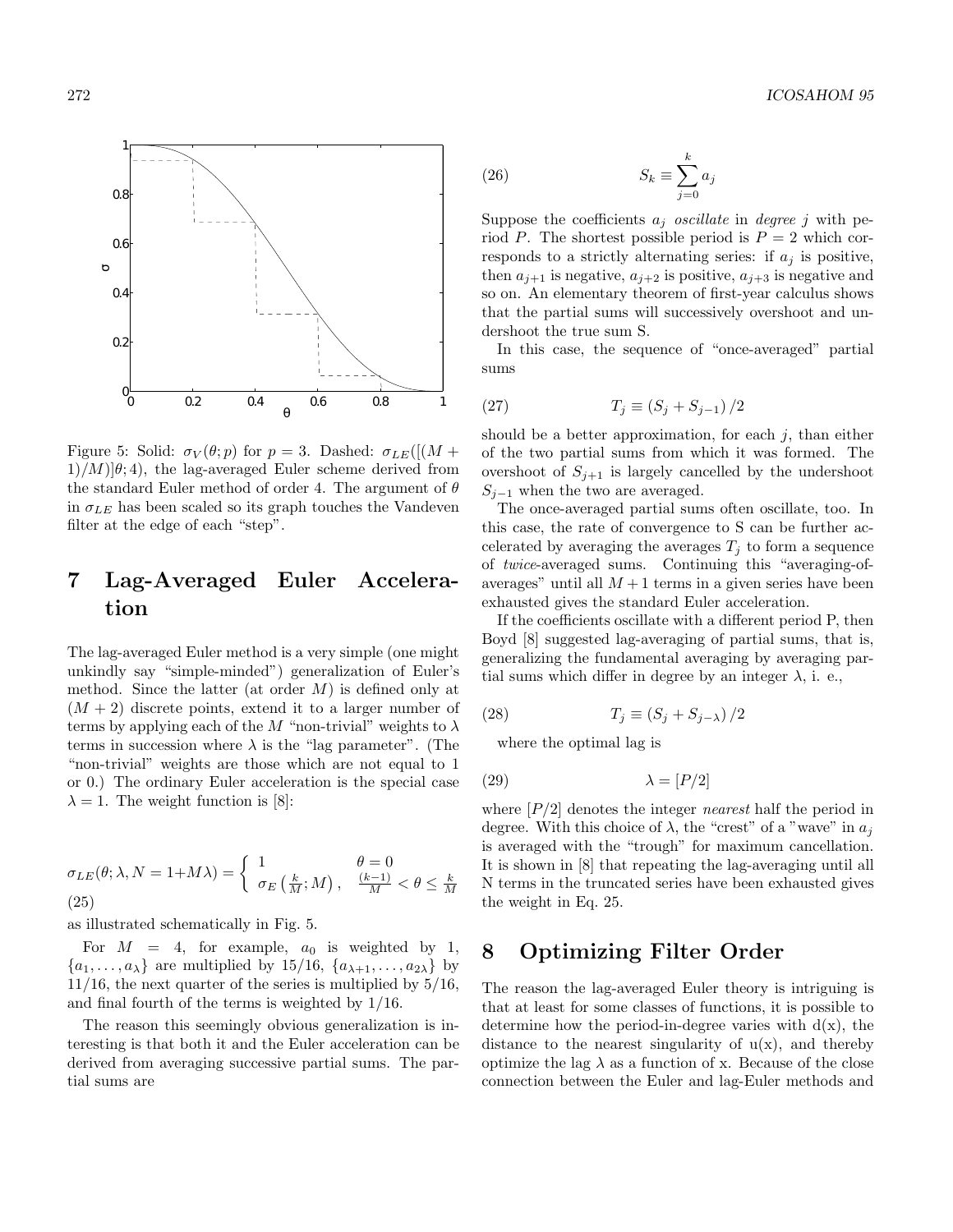Figure 5: Solid: $\sigma_V(\theta; p)$ for $p = 3$. Dashed: $\sigma_{LE}([(M+1)/M)]\theta; 4)$, the lag-averaged Euler scheme derived from the standard Euler method of order 4. The argument of $\theta$ in $\sigma_{LE}$ has been scaled so its graph touches the Vandeven filter at the edge of each "step".

# 7 Lag-Averaged Euler Acceleration

The lag-averaged Euler method is a very simple (one might unkindly say "simple-minded") generalization of Euler's method. Since the latter (at order $M$) is defined only at $(M+2)$ discrete points, extend it to a larger number of terms by applying each of the $M$ "non-trivial" weights to $\lambda$ terms in succession where $\lambda$ is the "lag parameter". (The "non-trivial" weights are those which are not equal to 1 or 0.) The ordinary Euler acceleration is the special case $\lambda = 1$. The weight function is [8]:

$$\sigma_{LE}(\theta; \lambda, N = 1+M\lambda) = \begin{cases} 1 & \theta = 0 \\ \sigma_E\left(\frac{k}{M}; M\right), & \frac{(k-1)}{M} < \theta \leq \frac{k}{M} \end{cases} \tag{25}$$

as illustrated schematically in Fig. 5.

For $M = 4$, for example, $a_0$ is weighted by 1, $\{a_1, \ldots, a_\lambda\}$ are multiplied by 15/16, $\{a_{\lambda+1}, \ldots, a_{2\lambda}\}$ by 11/16, the next quarter of the series is multiplied by 5/16, and final fourth of the terms is weighted by 1/16.

The reason this seemingly obvious generalization is interesting is that both it and the Euler acceleration can be derived from averaging successive partial sums. The partial sums are

$$S_k \equiv \sum_{j=0}^{k} a_j \tag{26}$$

Suppose the coefficients $a_j$ *oscillate* in *degree* $j$ with period $P$. The shortest possible period is $P = 2$ which corresponds to a strictly alternating series: if $a_j$ is positive, then $a_{j+1}$ is negative, $a_{j+2}$ is positive, $a_{j+3}$ is negative and so on. An elementary theorem of first-year calculus shows that the partial sums will successively overshoot and undershoot the true sum S.

In this case, the sequence of "once-averaged" partial sums

$$T_j \equiv (S_j + S_{j-1})/2 \tag{27}$$

should be a better approximation, for each $j$, than either of the two partial sums from which it was formed. The overshoot of $S_{j+1}$ is largely cancelled by the undershoot $S_{j-1}$ when the two are averaged.

The once-averaged partial sums often oscillate, too. In this case, the rate of convergence to S can be further accelerated by averaging the averages $T_j$ to form a sequence of *twice*-averaged sums. Continuing this "averaging-of-averages" until all $M+1$ terms in a given series have been exhausted gives the standard Euler acceleration.

If the coefficients oscillate with a different period P, then Boyd [8] suggested lag-averaging of partial sums, that is, generalizing the fundamental averaging by averaging partial sums which differ in degree by an integer $\lambda$, i. e.,

$$T_j \equiv (S_j + S_{j-\lambda})/2 \tag{28}$$

where the optimal lag is

$$\lambda = [P/2] \tag{29}$$

where $[P/2]$ denotes the integer *nearest* half the period in degree. With this choice of $\lambda$, the "crest" of a "wave" in $a_j$ is averaged with the "trough" for maximum cancellation. It is shown in [8] that repeating the lag-averaging until all N terms in the truncated series have been exhausted gives the weight in Eq. 25.

# 8 Optimizing Filter Order

The reason the lag-averaged Euler theory is intriguing is that at least for some classes of functions, it is possible to determine how the period-in-degree varies with d(x), the distance to the nearest singularity of u(x), and thereby optimize the lag $\lambda$ as a function of x. Because of the close connection between the Euler and lag-Euler methods and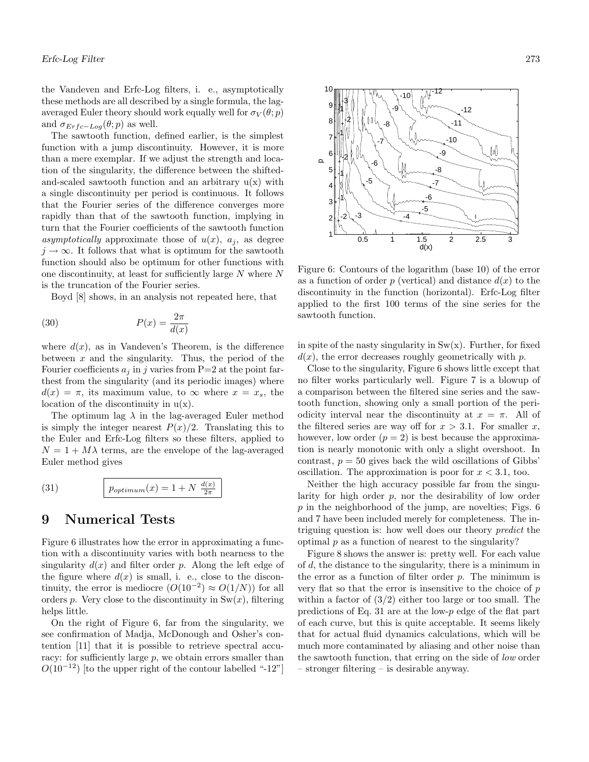the Vandeven and Erfc-Log filters, i. e., asymptotically these methods are all described by a single formula, the lag-averaged Euler theory should work equally well for $\sigma_V(\theta; p)$ and $\sigma_{Erfc-Log}(\theta; p)$ as well.

The sawtooth function, defined earlier, is the simplest function with a jump discontinuity. However, it is more than a mere exemplar. If we adjust the strength and location of the singularity, the difference between the shifted-and-scaled sawtooth function and an arbitrary u(x) with a single discontinuity per period is continuous. It follows that the Fourier series of the difference converges more rapidly than that of the sawtooth function, implying in turn that the Fourier coefficients of the sawtooth function *asymptotically* approximate those of $u(x)$, $a_j$, as degree $j \to \infty$. It follows that what is optimum for the sawtooth function should also be optimum for other functions with one discontinuity, at least for sufficiently large $N$ where $N$ is the truncation of the Fourier series.

Boyd [8] shows, in an analysis not repeated here, that

$$P(x) = \frac{2\pi}{d(x)} \tag{30}$$

where $d(x)$, as in Vandeven's Theorem, is the difference between $x$ and the singularity. Thus, the period of the Fourier coefficients $a_j$ in $j$ varies from P=2 at the point farthest from the singularity (and its periodic images) where $d(x) = \pi$, its maximum value, to $\infty$ where $x = x_s$, the location of the discontinuity in u(x).

The optimum lag $\lambda$ in the lag-averaged Euler method is simply the integer nearest $P(x)/2$. Translating this to the Euler and Erfc-Log filters so these filters, applied to $N = 1 + M\lambda$ terms, are the envelope of the lag-averaged Euler method gives

$$\boxed{p_{optimum}(x) = 1 + N \ \frac{d(x)}{2\pi}} \tag{31}$$

# 9 Numerical Tests

Figure 6 illustrates how the error in approximating a function with a discontinuity varies with both nearness to the singularity $d(x)$ and filter order $p$. Along the left edge of the figure where $d(x)$ is small, i. e., close to the discontinuity, the error is mediocre ($O(10^{-2}) \approx O(1/N)$) for all orders $p$. Very close to the discontinuity in Sw(x), filtering helps little.

On the right of Figure 6, far from the singularity, we see confirmation of Madja, McDonough and Osher's contention [11] that it is possible to retrieve spectral accuracy: for sufficiently large $p$, we obtain errors smaller than $O(10^{-12})$ [to the upper right of the contour labelled "-12"] in spite of the nasty singularity in Sw(x). Further, for fixed $d(x)$, the error decreases roughly geometrically with $p$.

Figure 6: Contours of the logarithm (base 10) of the error as a function of order $p$ (vertical) and distance $d(x)$ to the discontinuity in the function (horizontal). Erfc-Log filter applied to the first 100 terms of the sine series for the sawtooth function.

Close to the singularity, Figure 6 shows little except that no filter works particularly well. Figure 7 is a blowup of a comparison between the filtered sine series and the sawtooth function, showing only a small portion of the periodicity interval near the discontinuity at $x = \pi$. All of the filtered series are way off for $x > 3.1$. For smaller $x$, however, low order ($p = 2$) is best because the approximation is nearly monotonic with only a slight overshoot. In contrast, $p = 50$ gives back the wild oscillations of Gibbs' oscillation. The approximation is poor for $x < 3.1$, too.

Neither the high accuracy possible far from the singularity for high order $p$, nor the desirability of low order $p$ in the neighborhood of the jump, are novelties; Figs. 6 and 7 have been included merely for completeness. The intriguing question is: how well does our theory *predict* the optimal $p$ as a function of nearest to the singularity?

Figure 8 shows the answer is: pretty well. For each value of $d$, the distance to the singularity, there is a minimum in the error as a function of filter order $p$. The minimum is very flat so that the error is insensitive to the choice of $p$ within a factor of (3/2) either too large or too small. The predictions of Eq. 31 are at the low-$p$ edge of the flat part of each curve, but this is quite acceptable. It seems likely that for actual fluid dynamics calculations, which will be much more contaminated by aliasing and other noise than the sawtooth function, that erring on the side of *low* order – stronger filtering – is desirable anyway.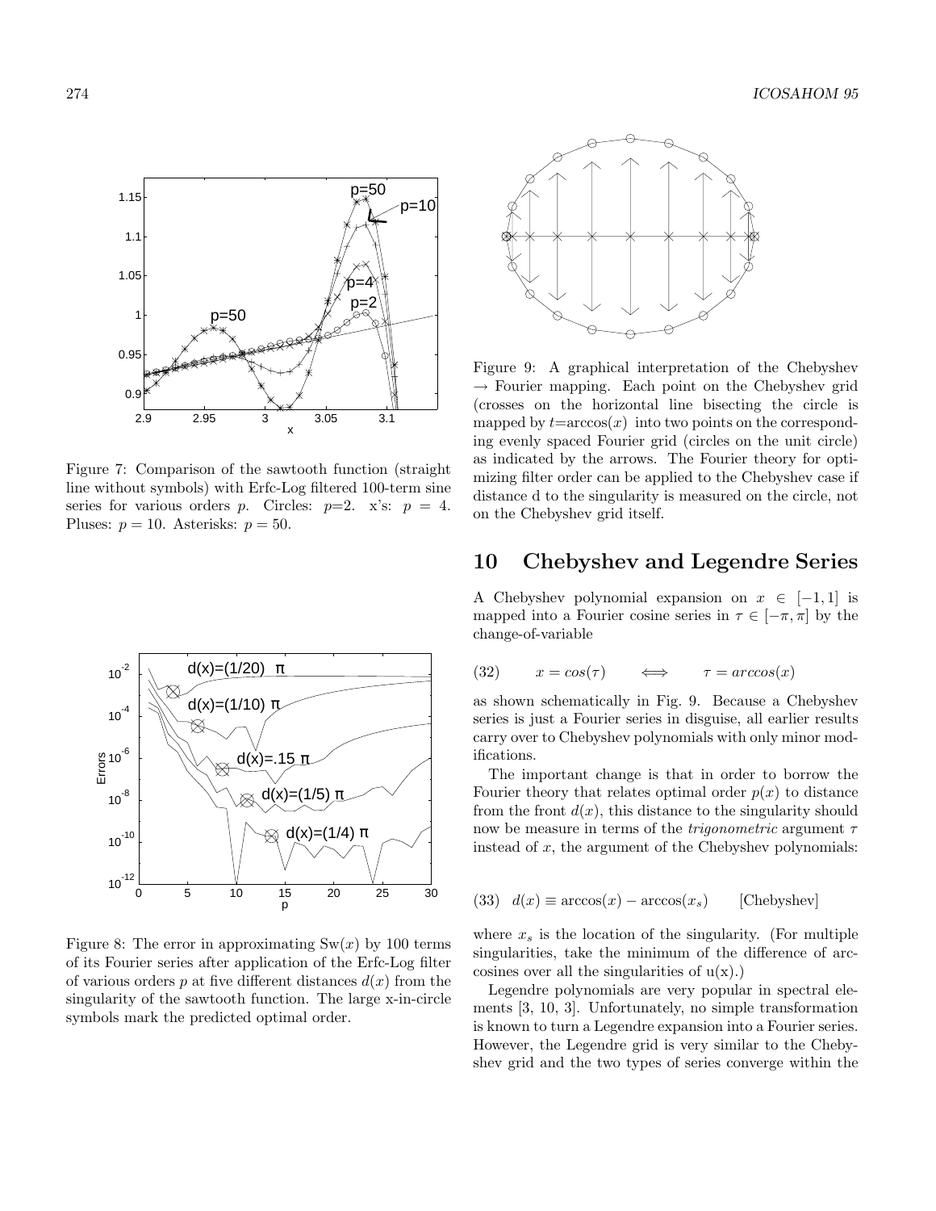Figure 7: Comparison of the sawtooth function (straight line without symbols) with Erfc-Log filtered 100-term sine series for various orders $p$. Circles: $p$=2. x's: $p = 4$. Pluses: $p = 10$. Asterisks: $p = 50$.

Figure 8: The error in approximating Sw($x$) by 100 terms of its Fourier series after application of the Erfc-Log filter of various orders $p$ at five different distances $d(x)$ from the singularity of the sawtooth function. The large x-in-circle symbols mark the predicted optimal order.

Figure 9: A graphical interpretation of the Chebyshev $\rightarrow$ Fourier mapping. Each point on the Chebyshev grid (crosses on the horizontal line bisecting the circle is mapped by $t$=arccos($x$) into two points on the corresponding evenly spaced Fourier grid (circles on the unit circle) as indicated by the arrows. The Fourier theory for optimizing filter order can be applied to the Chebyshev case if distance d to the singularity is measured on the circle, not on the Chebyshev grid itself.

## 10 Chebyshev and Legendre Series

A Chebyshev polynomial expansion on $x \in [-1, 1]$ is mapped into a Fourier cosine series in $\tau \in [-\pi, \pi]$ by the change-of-variable

$$(32) \qquad x = cos(\tau) \qquad \Longleftrightarrow \qquad \tau = arccos(x)$$

as shown schematically in Fig. 9. Because a Chebyshev series is just a Fourier series in disguise, all earlier results carry over to Chebyshev polynomials with only minor modifications.

The important change is that in order to borrow the Fourier theory that relates optimal order $p(x)$ to distance from the front $d(x)$, this distance to the singularity should now be measure in terms of the *trigonometric* argument $\tau$ instead of $x$, the argument of the Chebyshev polynomials:

$$(33) \quad d(x) \equiv \arccos(x) - \arccos(x_s) \qquad \text{[Chebyshev]}$$

where $x_s$ is the location of the singularity. (For multiple singularities, take the minimum of the difference of arccosines over all the singularities of u(x).)

Legendre polynomials are very popular in spectral elements [3, 10, 3]. Unfortunately, no simple transformation is known to turn a Legendre expansion into a Fourier series. However, the Legendre grid is very similar to the Chebyshev grid and the two types of series converge within the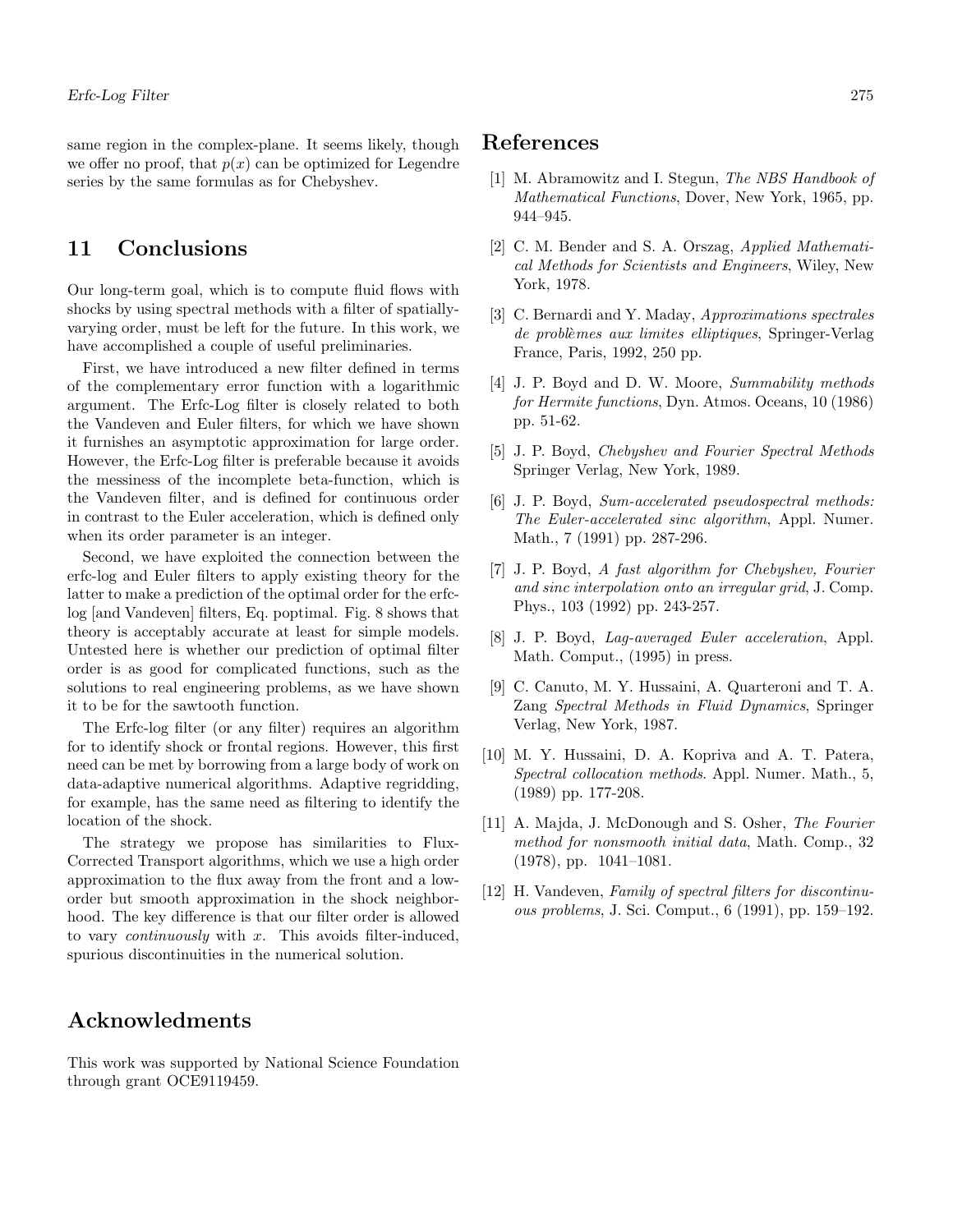same region in the complex-plane. It seems likely, though we offer no proof, that $p(x)$ can be optimized for Legendre series by the same formulas as for Chebyshev.

## 11 Conclusions

Our long-term goal, which is to compute fluid flows with shocks by using spectral methods with a filter of spatially-varying order, must be left for the future. In this work, we have accomplished a couple of useful preliminaries.

First, we have introduced a new filter defined in terms of the complementary error function with a logarithmic argument. The Erfc-Log filter is closely related to both the Vandeven and Euler filters, for which we have shown it furnishes an asymptotic approximation for large order. However, the Erfc-Log filter is preferable because it avoids the messiness of the incomplete beta-function, which is the Vandeven filter, and is defined for continuous order in contrast to the Euler acceleration, which is defined only when its order parameter is an integer.

Second, we have exploited the connection between the erfc-log and Euler filters to apply existing theory for the latter to make a prediction of the optimal order for the erfc-log [and Vandeven] filters, Eq. poptimal. Fig. 8 shows that theory is acceptably accurate at least for simple models. Untested here is whether our prediction of optimal filter order is as good for complicated functions, such as the solutions to real engineering problems, as we have shown it to be for the sawtooth function.

The Erfc-log filter (or any filter) requires an algorithm for to identify shock or frontal regions. However, this first need can be met by borrowing from a large body of work on data-adaptive numerical algorithms. Adaptive regridding, for example, has the same need as filtering to identify the location of the shock.

The strategy we propose has similarities to Flux-Corrected Transport algorithms, which we use a high order approximation to the flux away from the front and a low-order but smooth approximation in the shock neighborhood. The key difference is that our filter order is allowed to vary *continuously* with $x$. This avoids filter-induced, spurious discontinuities in the numerical solution.

## Acknowledments

This work was supported by National Science Foundation through grant OCE9119459.

## References

[1] M. Abramowitz and I. Stegun, *The NBS Handbook of Mathematical Functions*, Dover, New York, 1965, pp. 944–945.

[2] C. M. Bender and S. A. Orszag, *Applied Mathematical Methods for Scientists and Engineers*, Wiley, New York, 1978.

[3] C. Bernardi and Y. Maday, *Approximations spectrales de problèmes aux limites elliptiques*, Springer-Verlag France, Paris, 1992, 250 pp.

[4] J. P. Boyd and D. W. Moore, *Summability methods for Hermite functions*, Dyn. Atmos. Oceans, 10 (1986) pp. 51-62.

[5] J. P. Boyd, *Chebyshev and Fourier Spectral Methods* Springer Verlag, New York, 1989.

[6] J. P. Boyd, *Sum-accelerated pseudospectral methods: The Euler-accelerated sinc algorithm*, Appl. Numer. Math., 7 (1991) pp. 287-296.

[7] J. P. Boyd, *A fast algorithm for Chebyshev, Fourier and sinc interpolation onto an irregular grid*, J. Comp. Phys., 103 (1992) pp. 243-257.

[8] J. P. Boyd, *Lag-averaged Euler acceleration*, Appl. Math. Comput., (1995) in press.

[9] C. Canuto, M. Y. Hussaini, A. Quarteroni and T. A. Zang *Spectral Methods in Fluid Dynamics*, Springer Verlag, New York, 1987.

[10] M. Y. Hussaini, D. A. Kopriva and A. T. Patera, *Spectral collocation methods*. Appl. Numer. Math., 5, (1989) pp. 177-208.

[11] A. Majda, J. McDonough and S. Osher, *The Fourier method for nonsmooth initial data*, Math. Comp., 32 (1978), pp. 1041–1081.

[12] H. Vandeven, *Family of spectral filters for discontinuous problems*, J. Sci. Comput., 6 (1991), pp. 159–192.